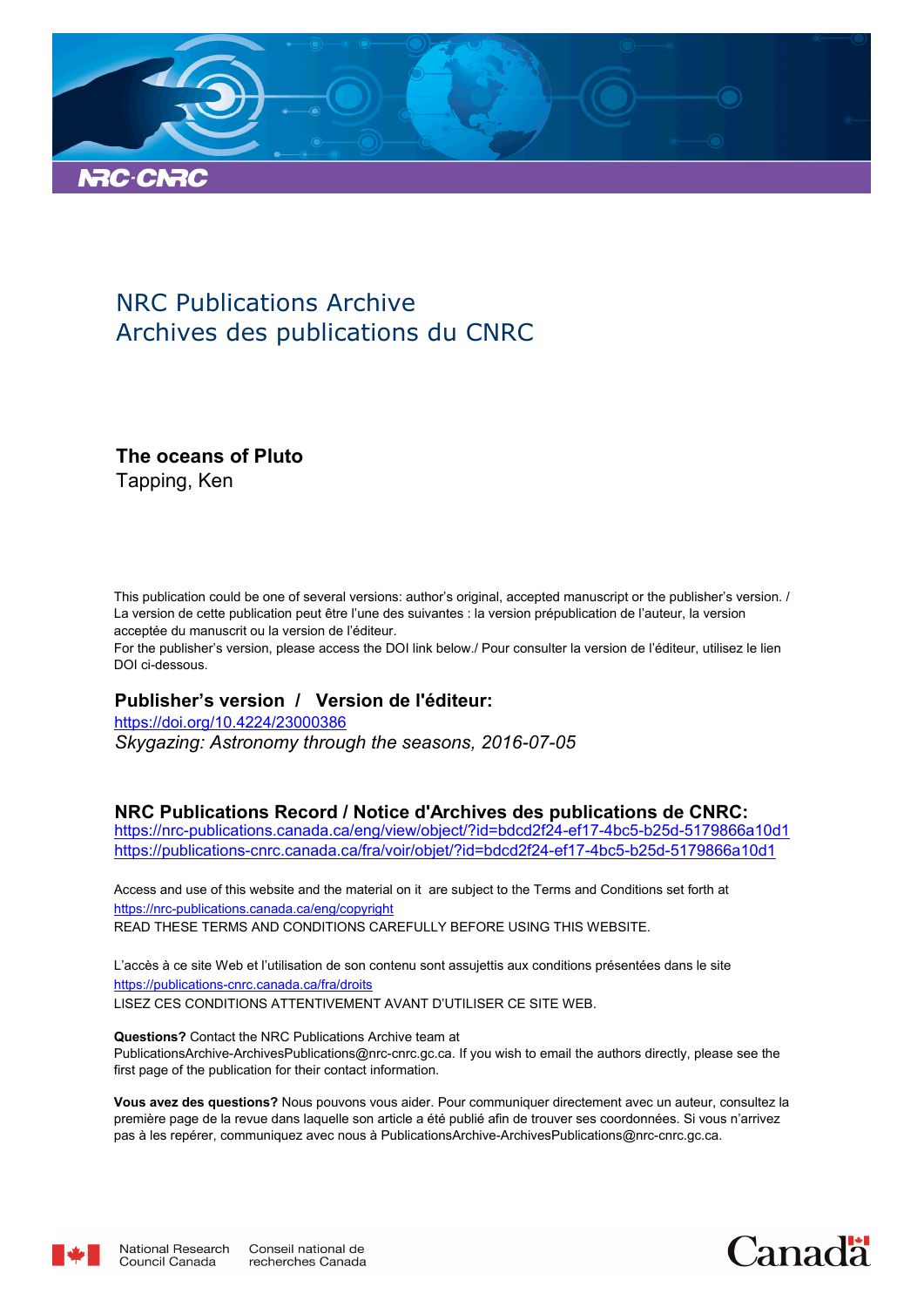NRC Publications Archive
Archives des publications du CNRC

**The oceans of Pluto**
Tapping, Ken

This publication could be one of several versions: author's original, accepted manuscript or the publisher's version. / La version de cette publication peut être l'une des suivantes : la version prépublication de l'auteur, la version acceptée du manuscrit ou la version de l'éditeur.

For the publisher's version, please access the DOI link below./ Pour consulter la version de l'éditeur, utilisez le lien DOI ci-dessous.

**Publisher's version / Version de l'éditeur:**

https://doi.org/10.4224/23000386

*Skygazing: Astronomy through the seasons, 2016-07-05*

**NRC Publications Record / Notice d'Archives des publications de CNRC:**

https://nrc-publications.canada.ca/eng/view/object/?id=bdcd2f24-ef17-4bc5-b25d-5179866a10d1
https://publications-cnrc.canada.ca/fra/voir/objet/?id=bdcd2f24-ef17-4bc5-b25d-5179866a10d1

Access and use of this website and the material on it are subject to the Terms and Conditions set forth at https://nrc-publications.canada.ca/eng/copyright
READ THESE TERMS AND CONDITIONS CAREFULLY BEFORE USING THIS WEBSITE.

L'accès à ce site Web et l'utilisation de son contenu sont assujettis aux conditions présentées dans le site https://publications-cnrc.canada.ca/fra/droits
LISEZ CES CONDITIONS ATTENTIVEMENT AVANT D'UTILISER CE SITE WEB.

**Questions?** Contact the NRC Publications Archive team at PublicationsArchive-ArchivesPublications@nrc-cnrc.gc.ca. If you wish to email the authors directly, please see the first page of the publication for their contact information.

**Vous avez des questions?** Nous pouvons vous aider. Pour communiquer directement avec un auteur, consultez la première page de la revue dans laquelle son article a été publié afin de trouver ses coordonnées. Si vous n'arrivez pas à les repérer, communiquez avec nous à PublicationsArchive-ArchivesPublications@nrc-cnrc.gc.ca.

National Research Council Canada | Conseil national de recherches Canada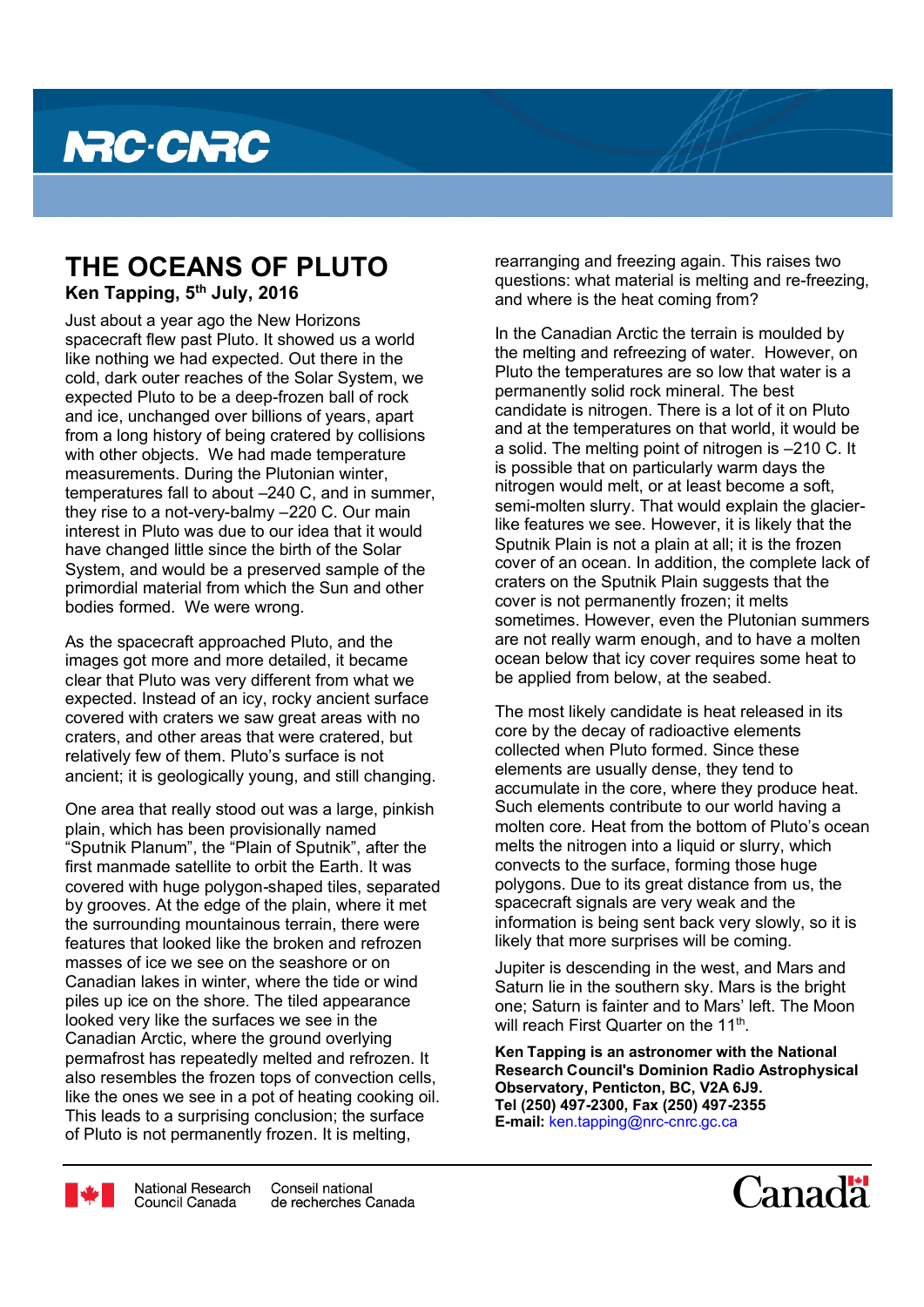# THE OCEANS OF PLUTO

**Ken Tapping, 5th July, 2016**

Just about a year ago the New Horizons spacecraft flew past Pluto. It showed us a world like nothing we had expected. Out there in the cold, dark outer reaches of the Solar System, we expected Pluto to be a deep-frozen ball of rock and ice, unchanged over billions of years, apart from a long history of being cratered by collisions with other objects. We had made temperature measurements. During the Plutonian winter, temperatures fall to about –240 C, and in summer, they rise to a not-very-balmy –220 C. Our main interest in Pluto was due to our idea that it would have changed little since the birth of the Solar System, and would be a preserved sample of the primordial material from which the Sun and other bodies formed. We were wrong.

As the spacecraft approached Pluto, and the images got more and more detailed, it became clear that Pluto was very different from what we expected. Instead of an icy, rocky ancient surface covered with craters we saw great areas with no craters, and other areas that were cratered, but relatively few of them. Pluto's surface is not ancient; it is geologically young, and still changing.

One area that really stood out was a large, pinkish plain, which has been provisionally named "Sputnik Planum", the "Plain of Sputnik", after the first manmade satellite to orbit the Earth. It was covered with huge polygon-shaped tiles, separated by grooves. At the edge of the plain, where it met the surrounding mountainous terrain, there were features that looked like the broken and refrozen masses of ice we see on the seashore or on Canadian lakes in winter, where the tide or wind piles up ice on the shore. The tiled appearance looked very like the surfaces we see in the Canadian Arctic, where the ground overlying permafrost has repeatedly melted and refrozen. It also resembles the frozen tops of convection cells, like the ones we see in a pot of heating cooking oil. This leads to a surprising conclusion; the surface of Pluto is not permanently frozen. It is melting, rearranging and freezing again. This raises two questions: what material is melting and re-freezing, and where is the heat coming from?

In the Canadian Arctic the terrain is moulded by the melting and refreezing of water. However, on Pluto the temperatures are so low that water is a permanently solid rock mineral. The best candidate is nitrogen. There is a lot of it on Pluto and at the temperatures on that world, it would be a solid. The melting point of nitrogen is –210 C. It is possible that on particularly warm days the nitrogen would melt, or at least become a soft, semi-molten slurry. That would explain the glacier-like features we see. However, it is likely that the Sputnik Plain is not a plain at all; it is the frozen cover of an ocean. In addition, the complete lack of craters on the Sputnik Plain suggests that the cover is not permanently frozen; it melts sometimes. However, even the Plutonian summers are not really warm enough, and to have a molten ocean below that icy cover requires some heat to be applied from below, at the seabed.

The most likely candidate is heat released in its core by the decay of radioactive elements collected when Pluto formed. Since these elements are usually dense, they tend to accumulate in the core, where they produce heat. Such elements contribute to our world having a molten core. Heat from the bottom of Pluto's ocean melts the nitrogen into a liquid or slurry, which convects to the surface, forming those huge polygons. Due to its great distance from us, the spacecraft signals are very weak and the information is being sent back very slowly, so it is likely that more surprises will be coming.

Jupiter is descending in the west, and Mars and Saturn lie in the southern sky. Mars is the bright one; Saturn is fainter and to Mars' left. The Moon will reach First Quarter on the 11th.

**Ken Tapping is an astronomer with the National Research Council's Dominion Radio Astrophysical Observatory, Penticton, BC, V2A 6J9.**
**Tel (250) 497-2300, Fax (250) 497-2355**
**E-mail:** ken.tapping@nrc-cnrc.gc.ca